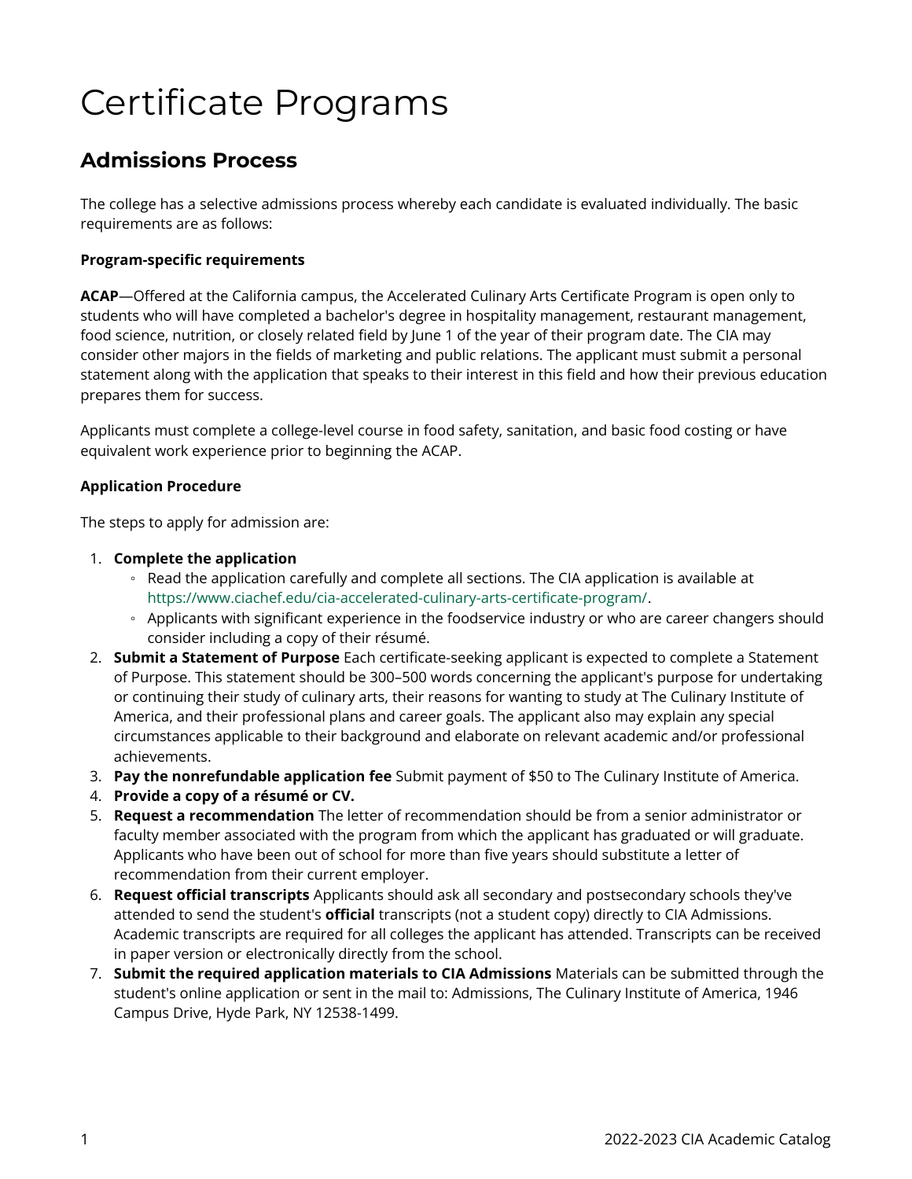# Certificate Programs

## Admissions Process

The college has a selective admissions process whereby each candidate is evaluated individually. The basic requirements are as follows:

**Program-specific requirements**

**ACAP**—Offered at the California campus, the Accelerated Culinary Arts Certificate Program is open only to students who will have completed a bachelor's degree in hospitality management, restaurant management, food science, nutrition, or closely related field by June 1 of the year of their program date. The CIA may consider other majors in the fields of marketing and public relations. The applicant must submit a personal statement along with the application that speaks to their interest in this field and how their previous education prepares them for success.

Applicants must complete a college-level course in food safety, sanitation, and basic food costing or have equivalent work experience prior to beginning the ACAP.

**Application Procedure**

The steps to apply for admission are:

1. **Complete the application**
   - Read the application carefully and complete all sections. The CIA application is available at https://www.ciachef.edu/cia-accelerated-culinary-arts-certificate-program/.
   - Applicants with significant experience in the foodservice industry or who are career changers should consider including a copy of their résumé.
2. **Submit a Statement of Purpose** Each certificate-seeking applicant is expected to complete a Statement of Purpose. This statement should be 300–500 words concerning the applicant's purpose for undertaking or continuing their study of culinary arts, their reasons for wanting to study at The Culinary Institute of America, and their professional plans and career goals. The applicant also may explain any special circumstances applicable to their background and elaborate on relevant academic and/or professional achievements.
3. **Pay the nonrefundable application fee** Submit payment of $50 to The Culinary Institute of America.
4. **Provide a copy of a résumé or CV.**
5. **Request a recommendation** The letter of recommendation should be from a senior administrator or faculty member associated with the program from which the applicant has graduated or will graduate. Applicants who have been out of school for more than five years should substitute a letter of recommendation from their current employer.
6. **Request official transcripts** Applicants should ask all secondary and postsecondary schools they've attended to send the student's **official** transcripts (not a student copy) directly to CIA Admissions. Academic transcripts are required for all colleges the applicant has attended. Transcripts can be received in paper version or electronically directly from the school.
7. **Submit the required application materials to CIA Admissions** Materials can be submitted through the student's online application or sent in the mail to: Admissions, The Culinary Institute of America, 1946 Campus Drive, Hyde Park, NY 12538-1499.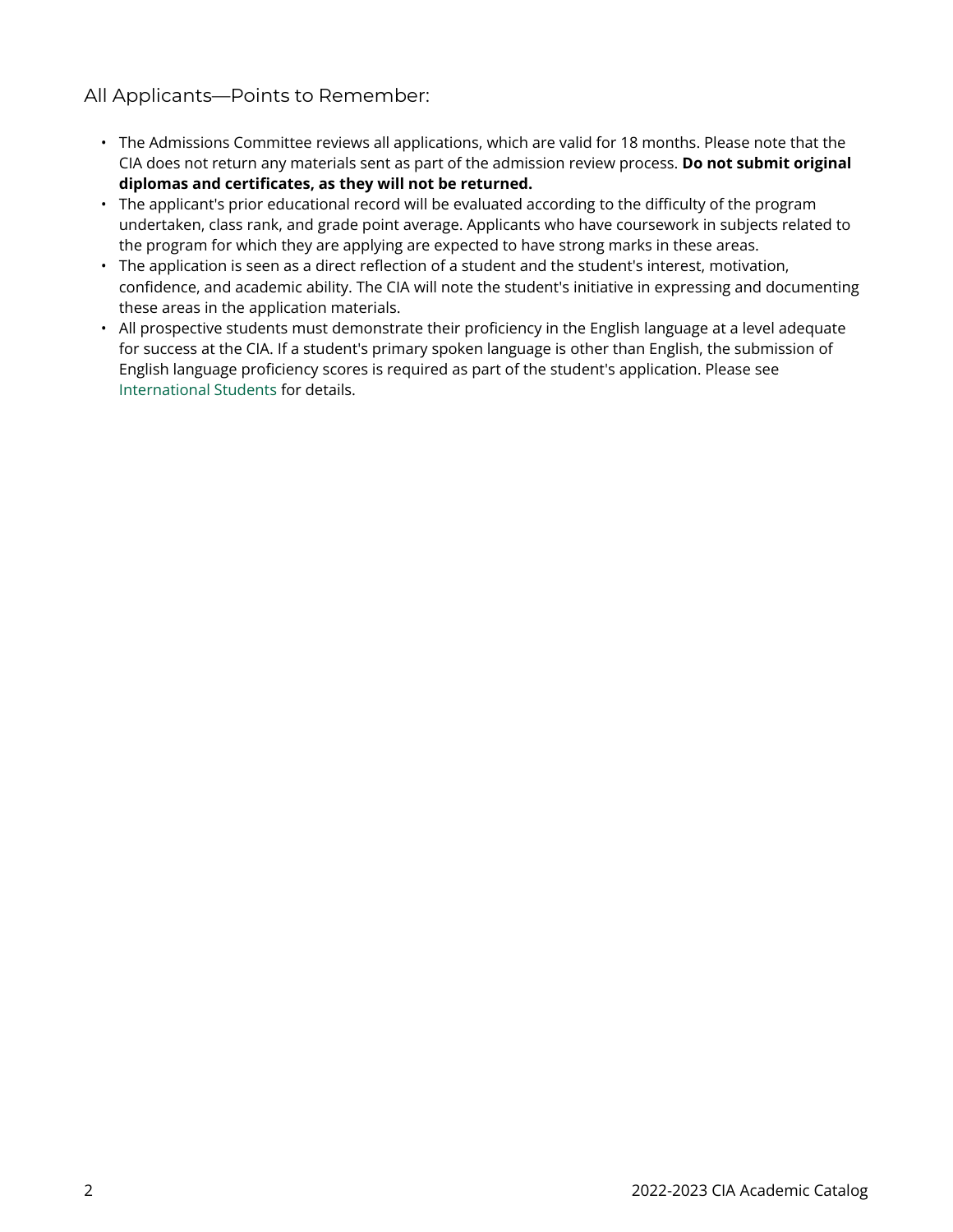## All Applicants—Points to Remember:

- The Admissions Committee reviews all applications, which are valid for 18 months. Please note that the CIA does not return any materials sent as part of the admission review process. **Do not submit original diplomas and certificates, as they will not be returned.**
- The applicant's prior educational record will be evaluated according to the difficulty of the program undertaken, class rank, and grade point average. Applicants who have coursework in subjects related to the program for which they are applying are expected to have strong marks in these areas.
- The application is seen as a direct reflection of a student and the student's interest, motivation, confidence, and academic ability. The CIA will note the student's initiative in expressing and documenting these areas in the application materials.
- All prospective students must demonstrate their proficiency in the English language at a level adequate for success at the CIA. If a student's primary spoken language is other than English, the submission of English language proficiency scores is required as part of the student's application. Please see International Students for details.